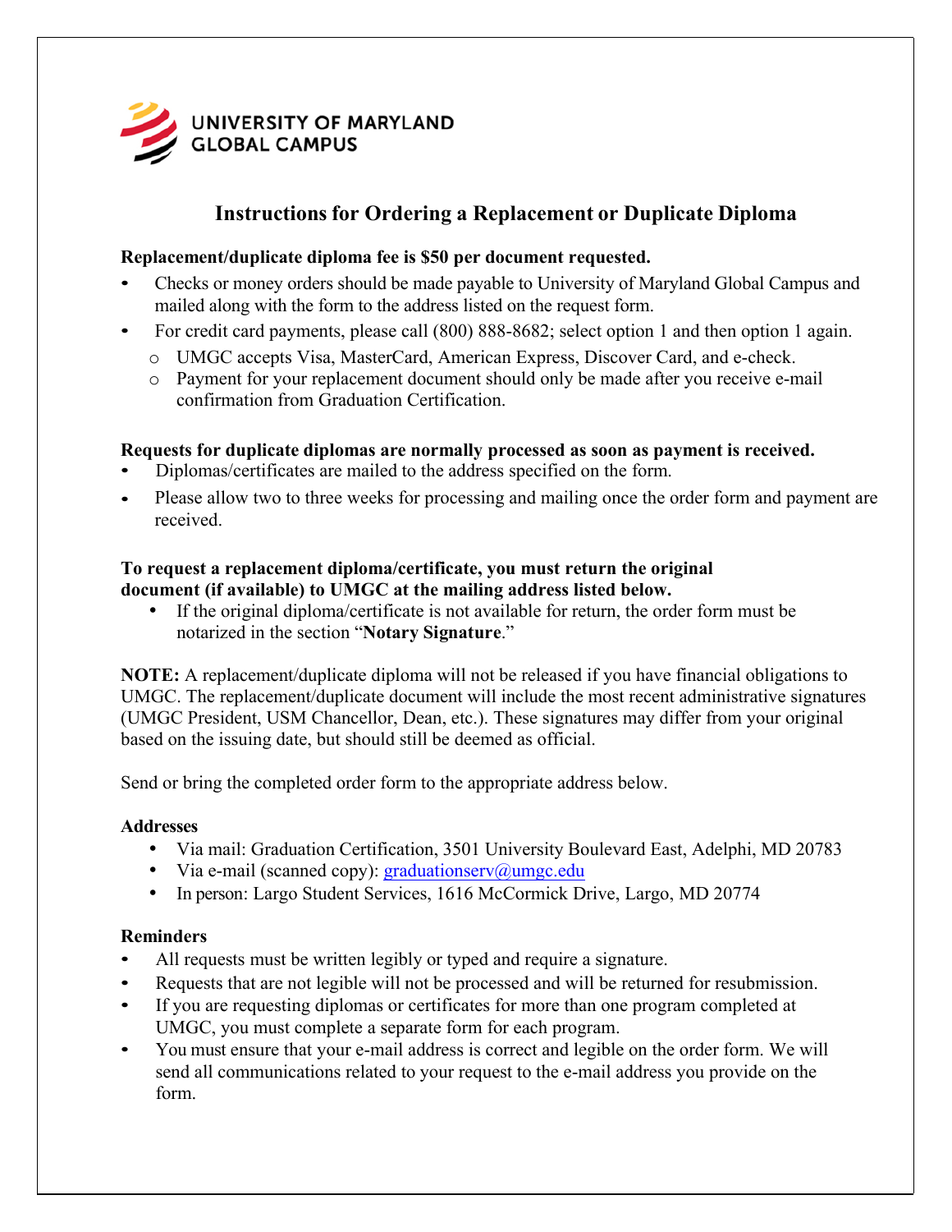UNIVERSITY OF MARYLAND
GLOBAL CAMPUS

# Instructions for Ordering a Replacement or Duplicate Diploma

**Replacement/duplicate diploma fee is $50 per document requested.**

- Checks or money orders should be made payable to University of Maryland Global Campus and mailed along with the form to the address listed on the request form.
- For credit card payments, please call (800) 888-8682; select option 1 and then option 1 again.
  - UMGC accepts Visa, MasterCard, American Express, Discover Card, and e-check.
  - Payment for your replacement document should only be made after you receive e-mail confirmation from Graduation Certification.

**Requests for duplicate diplomas are normally processed as soon as payment is received.**

- Diplomas/certificates are mailed to the address specified on the form.
- Please allow two to three weeks for processing and mailing once the order form and payment are received.

**To request a replacement diploma/certificate, you must return the original document (if available) to UMGC at the mailing address listed below.**

- If the original diploma/certificate is not available for return, the order form must be notarized in the section "**Notary Signature**."

**NOTE:** A replacement/duplicate diploma will not be released if you have financial obligations to UMGC. The replacement/duplicate document will include the most recent administrative signatures (UMGC President, USM Chancellor, Dean, etc.). These signatures may differ from your original based on the issuing date, but should still be deemed as official.

Send or bring the completed order form to the appropriate address below.

**Addresses**

- Via mail: Graduation Certification, 3501 University Boulevard East, Adelphi, MD 20783
- Via e-mail (scanned copy): graduationserv@umgc.edu
- In person: Largo Student Services, 1616 McCormick Drive, Largo, MD 20774

**Reminders**

- All requests must be written legibly or typed and require a signature.
- Requests that are not legible will not be processed and will be returned for resubmission.
- If you are requesting diplomas or certificates for more than one program completed at UMGC, you must complete a separate form for each program.
- You must ensure that your e-mail address is correct and legible on the order form. We will send all communications related to your request to the e-mail address you provide on the form.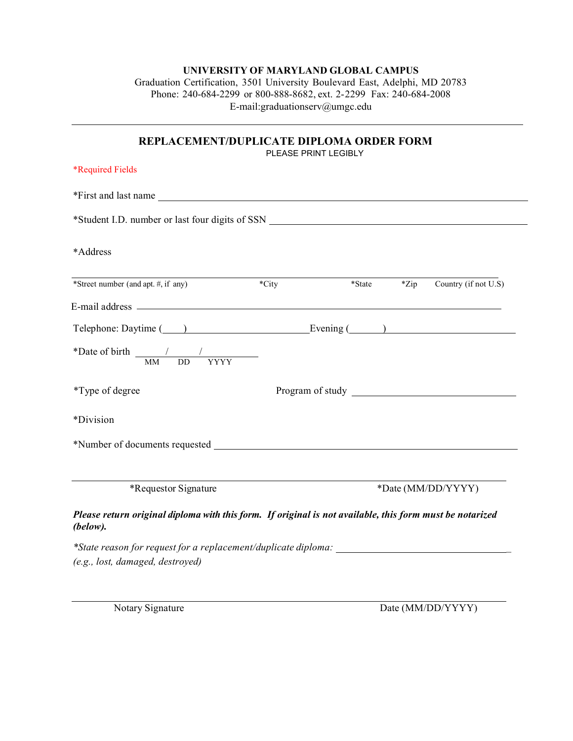**UNIVERSITY OF MARYLAND GLOBAL CAMPUS**
Graduation Certification, 3501 University Boulevard East, Adelphi, MD 20783
Phone: 240-684-2299 or 800-888-8682, ext. 2-2299 Fax: 240-684-2008
E-mail:graduationserv@umgc.edu

---

## REPLACEMENT/DUPLICATE DIPLOMA ORDER FORM

PLEASE PRINT LEGIBLY

*Required Fields

*First and last name ______________________________________________

*Student I.D. number or last four digits of SSN ______________________________

*Address

______________________________________________________________________

*Street number (and apt. #, if any) *City *State *Zip Country (if not U.S)

E-mail address ______________________________________________

Telephone: Daytime (____) ____________________ Evening (______) ____________________

*Date of birth _____/_____/__________
MM DD YYYY

*Type of degree Program of study ______________________________

*Division

*Number of documents requested ______________________________________________

______________________________________________________________________

*Requestor Signature *Date (MM/DD/YYYY)

***Please return original diploma with this form. If original is not available, this form must be notarized (below).***

*\*State reason for request for a replacement/duplicate diploma:* ______________________________
*(e.g., lost, damaged, destroyed)*

______________________________________________________________________

Notary Signature Date (MM/DD/YYYY)